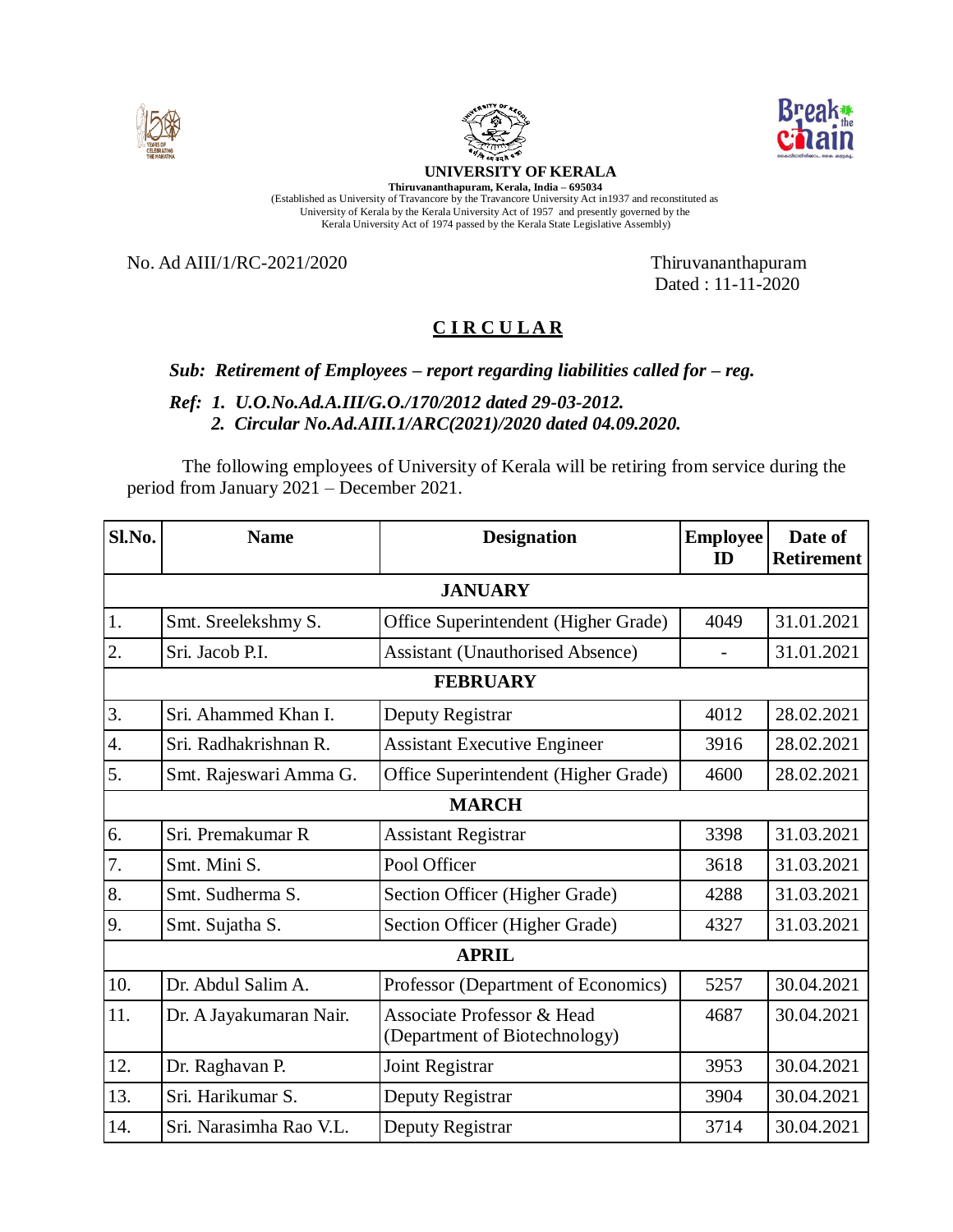**UNIVERSITY OF KERALA**

**Thiruvananthapuram, Kerala, India – 695034**

(Established as University of Travancore by the Travancore University Act in1937 and reconstituted as University of Kerala by the Kerala University Act of 1957 and presently governed by the Kerala University Act of 1974 passed by the Kerala State Legislative Assembly)

No. Ad AIII/1/RC-2021/2020

Thiruvananthapuram
Dated : 11-11-2020

## CIRCULAR

***Sub: Retirement of Employees – report regarding liabilities called for – reg.***

***Ref: 1. U.O.No.Ad.A.III/G.O./170/2012 dated 29-03-2012.***
***2. Circular No.Ad.AIII.1/ARC(2021)/2020 dated 04.09.2020.***

The following employees of University of Kerala will be retiring from service during the period from January 2021 – December 2021.

| Sl.No. | Name | Designation | Employee ID | Date of Retirement |
|---|---|---|---|---|
| | | **JANUARY** | | |
| 1. | Smt. Sreelekshmy S. | Office Superintendent (Higher Grade) | 4049 | 31.01.2021 |
| 2. | Sri. Jacob P.I. | Assistant (Unauthorised Absence) | - | 31.01.2021 |
| | | **FEBRUARY** | | |
| 3. | Sri. Ahammed Khan I. | Deputy Registrar | 4012 | 28.02.2021 |
| 4. | Sri. Radhakrishnan R. | Assistant Executive Engineer | 3916 | 28.02.2021 |
| 5. | Smt. Rajeswari Amma G. | Office Superintendent (Higher Grade) | 4600 | 28.02.2021 |
| | | **MARCH** | | |
| 6. | Sri. Premakumar R | Assistant Registrar | 3398 | 31.03.2021 |
| 7. | Smt. Mini S. | Pool Officer | 3618 | 31.03.2021 |
| 8. | Smt. Sudherma S. | Section Officer (Higher Grade) | 4288 | 31.03.2021 |
| 9. | Smt. Sujatha S. | Section Officer (Higher Grade) | 4327 | 31.03.2021 |
| | | **APRIL** | | |
| 10. | Dr. Abdul Salim A. | Professor (Department of Economics) | 5257 | 30.04.2021 |
| 11. | Dr. A Jayakumaran Nair. | Associate Professor & Head (Department of Biotechnology) | 4687 | 30.04.2021 |
| 12. | Dr. Raghavan P. | Joint Registrar | 3953 | 30.04.2021 |
| 13. | Sri. Harikumar S. | Deputy Registrar | 3904 | 30.04.2021 |
| 14. | Sri. Narasimha Rao V.L. | Deputy Registrar | 3714 | 30.04.2021 |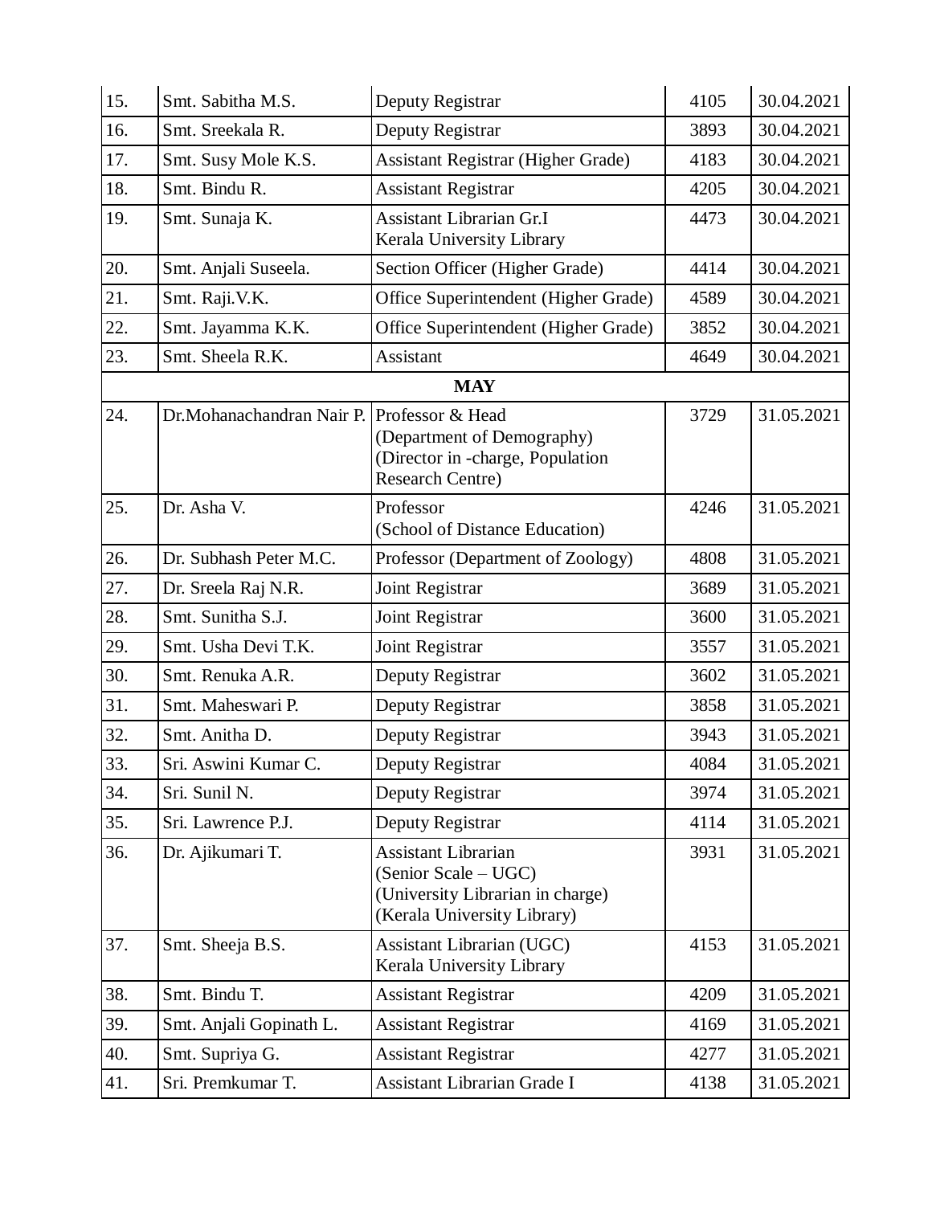| 15. | Smt. Sabitha M.S. | Deputy Registrar | 4105 | 30.04.2021 |
|---|---|---|---|---|
| 16. | Smt. Sreekala R. | Deputy Registrar | 3893 | 30.04.2021 |
| 17. | Smt. Susy Mole K.S. | Assistant Registrar (Higher Grade) | 4183 | 30.04.2021 |
| 18. | Smt. Bindu R. | Assistant Registrar | 4205 | 30.04.2021 |
| 19. | Smt. Sunaja K. | Assistant Librarian Gr.I Kerala University Library | 4473 | 30.04.2021 |
| 20. | Smt. Anjali Suseela. | Section Officer (Higher Grade) | 4414 | 30.04.2021 |
| 21. | Smt. Raji.V.K. | Office Superintendent (Higher Grade) | 4589 | 30.04.2021 |
| 22. | Smt. Jayamma K.K. | Office Superintendent (Higher Grade) | 3852 | 30.04.2021 |
| 23. | Smt. Sheela R.K. | Assistant | 4649 | 30.04.2021 |
| | | **MAY** | | |
| 24. | Dr.Mohanachandran Nair P. | Professor & Head (Department of Demography) (Director in -charge, Population Research Centre) | 3729 | 31.05.2021 |
| 25. | Dr. Asha V. | Professor (School of Distance Education) | 4246 | 31.05.2021 |
| 26. | Dr. Subhash Peter M.C. | Professor (Department of Zoology) | 4808 | 31.05.2021 |
| 27. | Dr. Sreela Raj N.R. | Joint Registrar | 3689 | 31.05.2021 |
| 28. | Smt. Sunitha S.J. | Joint Registrar | 3600 | 31.05.2021 |
| 29. | Smt. Usha Devi T.K. | Joint Registrar | 3557 | 31.05.2021 |
| 30. | Smt. Renuka A.R. | Deputy Registrar | 3602 | 31.05.2021 |
| 31. | Smt. Maheswari P. | Deputy Registrar | 3858 | 31.05.2021 |
| 32. | Smt. Anitha D. | Deputy Registrar | 3943 | 31.05.2021 |
| 33. | Sri. Aswini Kumar C. | Deputy Registrar | 4084 | 31.05.2021 |
| 34. | Sri. Sunil N. | Deputy Registrar | 3974 | 31.05.2021 |
| 35. | Sri. Lawrence P.J. | Deputy Registrar | 4114 | 31.05.2021 |
| 36. | Dr. Ajikumari T. | Assistant Librarian (Senior Scale – UGC) (University Librarian in charge) (Kerala University Library) | 3931 | 31.05.2021 |
| 37. | Smt. Sheeja B.S. | Assistant Librarian (UGC) Kerala University Library | 4153 | 31.05.2021 |
| 38. | Smt. Bindu T. | Assistant Registrar | 4209 | 31.05.2021 |
| 39. | Smt. Anjali Gopinath L. | Assistant Registrar | 4169 | 31.05.2021 |
| 40. | Smt. Supriya G. | Assistant Registrar | 4277 | 31.05.2021 |
| 41. | Sri. Premkumar T. | Assistant Librarian Grade I | 4138 | 31.05.2021 |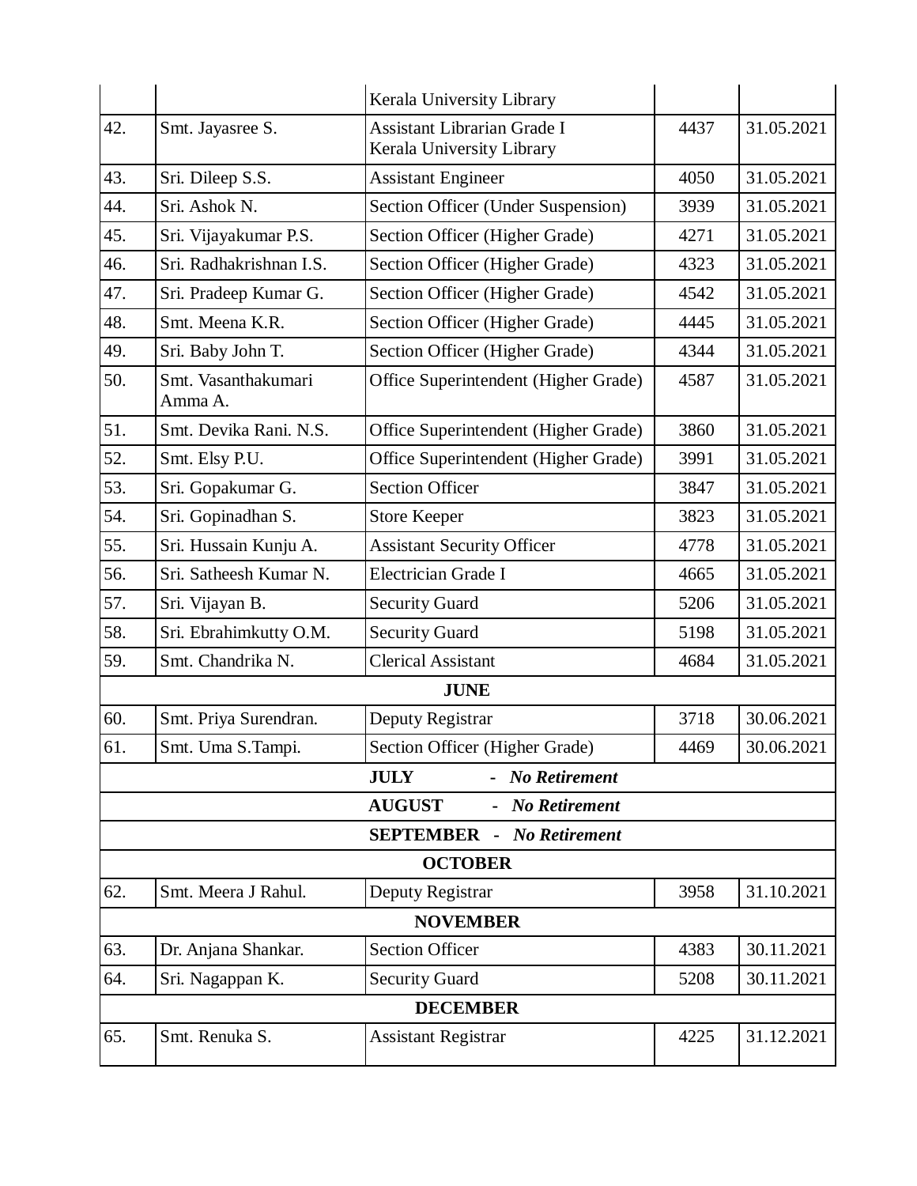| | | | | |
|---|---|---|---|---|
| | | Kerala University Library | | |
| 42. | Smt. Jayasree S. | Assistant Librarian Grade I Kerala University Library | 4437 | 31.05.2021 |
| 43. | Sri. Dileep S.S. | Assistant Engineer | 4050 | 31.05.2021 |
| 44. | Sri. Ashok N. | Section Officer (Under Suspension) | 3939 | 31.05.2021 |
| 45. | Sri. Vijayakumar P.S. | Section Officer (Higher Grade) | 4271 | 31.05.2021 |
| 46. | Sri. Radhakrishnan I.S. | Section Officer (Higher Grade) | 4323 | 31.05.2021 |
| 47. | Sri. Pradeep Kumar G. | Section Officer (Higher Grade) | 4542 | 31.05.2021 |
| 48. | Smt. Meena K.R. | Section Officer (Higher Grade) | 4445 | 31.05.2021 |
| 49. | Sri. Baby John T. | Section Officer (Higher Grade) | 4344 | 31.05.2021 |
| 50. | Smt. Vasanthakumari Amma A. | Office Superintendent (Higher Grade) | 4587 | 31.05.2021 |
| 51. | Smt. Devika Rani. N.S. | Office Superintendent (Higher Grade) | 3860 | 31.05.2021 |
| 52. | Smt. Elsy P.U. | Office Superintendent (Higher Grade) | 3991 | 31.05.2021 |
| 53. | Sri. Gopakumar G. | Section Officer | 3847 | 31.05.2021 |
| 54. | Sri. Gopinadhan S. | Store Keeper | 3823 | 31.05.2021 |
| 55. | Sri. Hussain Kunju A. | Assistant Security Officer | 4778 | 31.05.2021 |
| 56. | Sri. Satheesh Kumar N. | Electrician Grade I | 4665 | 31.05.2021 |
| 57. | Sri. Vijayan B. | Security Guard | 5206 | 31.05.2021 |
| 58. | Sri. Ebrahimkutty O.M. | Security Guard | 5198 | 31.05.2021 |
| 59. | Smt. Chandrika N. | Clerical Assistant | 4684 | 31.05.2021 |
| | | **JUNE** | | |
| 60. | Smt. Priya Surendran. | Deputy Registrar | 3718 | 30.06.2021 |
| 61. | Smt. Uma S.Tampi. | Section Officer (Higher Grade) | 4469 | 30.06.2021 |
| | | **JULY** - ***No Retirement*** | | |
| | | **AUGUST** - ***No Retirement*** | | |
| | | **SEPTEMBER** - ***No Retirement*** | | |
| | | **OCTOBER** | | |
| 62. | Smt. Meera J Rahul. | Deputy Registrar | 3958 | 31.10.2021 |
| | | **NOVEMBER** | | |
| 63. | Dr. Anjana Shankar. | Section Officer | 4383 | 30.11.2021 |
| 64. | Sri. Nagappan K. | Security Guard | 5208 | 30.11.2021 |
| | | **DECEMBER** | | |
| 65. | Smt. Renuka S. | Assistant Registrar | 4225 | 31.12.2021 |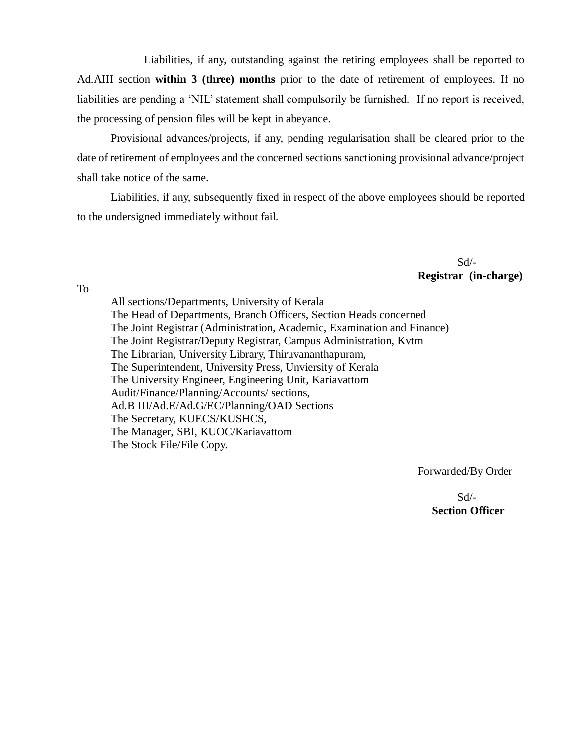Liabilities, if any, outstanding against the retiring employees shall be reported to Ad.AIII section **within 3 (three) months** prior to the date of retirement of employees. If no liabilities are pending a 'NIL' statement shall compulsorily be furnished. If no report is received, the processing of pension files will be kept in abeyance.

Provisional advances/projects, if any, pending regularisation shall be cleared prior to the date of retirement of employees and the concerned sections sanctioning provisional advance/project shall take notice of the same.

Liabilities, if any, subsequently fixed in respect of the above employees should be reported to the undersigned immediately without fail.

Sd/-
**Registrar (in-charge)**

To

All sections/Departments, University of Kerala
The Head of Departments, Branch Officers, Section Heads concerned
The Joint Registrar (Administration, Academic, Examination and Finance)
The Joint Registrar/Deputy Registrar, Campus Administration, Kvtm
The Librarian, University Library, Thiruvananthapuram,
The Superintendent, University Press, Unviersity of Kerala
The University Engineer, Engineering Unit, Kariavattom
Audit/Finance/Planning/Accounts/ sections,
Ad.B III/Ad.E/Ad.G/EC/Planning/OAD Sections
The Secretary, KUECS/KUSHCS,
The Manager, SBI, KUOC/Kariavattom
The Stock File/File Copy.

Forwarded/By Order

Sd/-
**Section Officer**